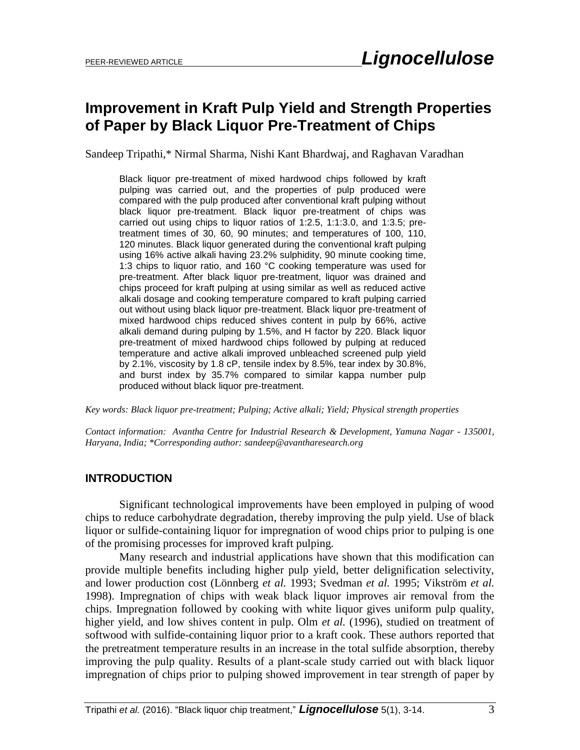PEER-REVIEWED ARTICLE

# Improvement in Kraft Pulp Yield and Strength Properties of Paper by Black Liquor Pre-Treatment of Chips

Sandeep Tripathi,* Nirmal Sharma, Nishi Kant Bhardwaj, and Raghavan Varadhan

Black liquor pre-treatment of mixed hardwood chips followed by kraft pulping was carried out, and the properties of pulp produced were compared with the pulp produced after conventional kraft pulping without black liquor pre-treatment. Black liquor pre-treatment of chips was carried out using chips to liquor ratios of 1:2.5, 1:1:3.0, and 1:3.5; pre-treatment times of 30, 60, 90 minutes; and temperatures of 100, 110, 120 minutes. Black liquor generated during the conventional kraft pulping using 16% active alkali having 23.2% sulphidity, 90 minute cooking time, 1:3 chips to liquor ratio, and 160 °C cooking temperature was used for pre-treatment. After black liquor pre-treatment, liquor was drained and chips proceed for kraft pulping at using similar as well as reduced active alkali dosage and cooking temperature compared to kraft pulping carried out without using black liquor pre-treatment. Black liquor pre-treatment of mixed hardwood chips reduced shives content in pulp by 66%, active alkali demand during pulping by 1.5%, and H factor by 220. Black liquor pre-treatment of mixed hardwood chips followed by pulping at reduced temperature and active alkali improved unbleached screened pulp yield by 2.1%, viscosity by 1.8 cP, tensile index by 8.5%, tear index by 30.8%, and burst index by 35.7% compared to similar kappa number pulp produced without black liquor pre-treatment.

*Key words: Black liquor pre-treatment; Pulping; Active alkali; Yield; Physical strength properties*

*Contact information: Avantha Centre for Industrial Research & Development, Yamuna Nagar - 135001, Haryana, India; \*Corresponding author: sandeep@avantharesearch.org*

## INTRODUCTION

Significant technological improvements have been employed in pulping of wood chips to reduce carbohydrate degradation, thereby improving the pulp yield. Use of black liquor or sulfide-containing liquor for impregnation of wood chips prior to pulping is one of the promising processes for improved kraft pulping.

Many research and industrial applications have shown that this modification can provide multiple benefits including higher pulp yield, better delignification selectivity, and lower production cost (Lönnberg *et al.* 1993; Svedman *et al.* 1995; Vikström *et al.* 1998). Impregnation of chips with weak black liquor improves air removal from the chips. Impregnation followed by cooking with white liquor gives uniform pulp quality, higher yield, and low shives content in pulp. Olm *et al.* (1996), studied on treatment of softwood with sulfide-containing liquor prior to a kraft cook. These authors reported that the pretreatment temperature results in an increase in the total sulfide absorption, thereby improving the pulp quality. Results of a plant-scale study carried out with black liquor impregnation of chips prior to pulping showed improvement in tear strength of paper by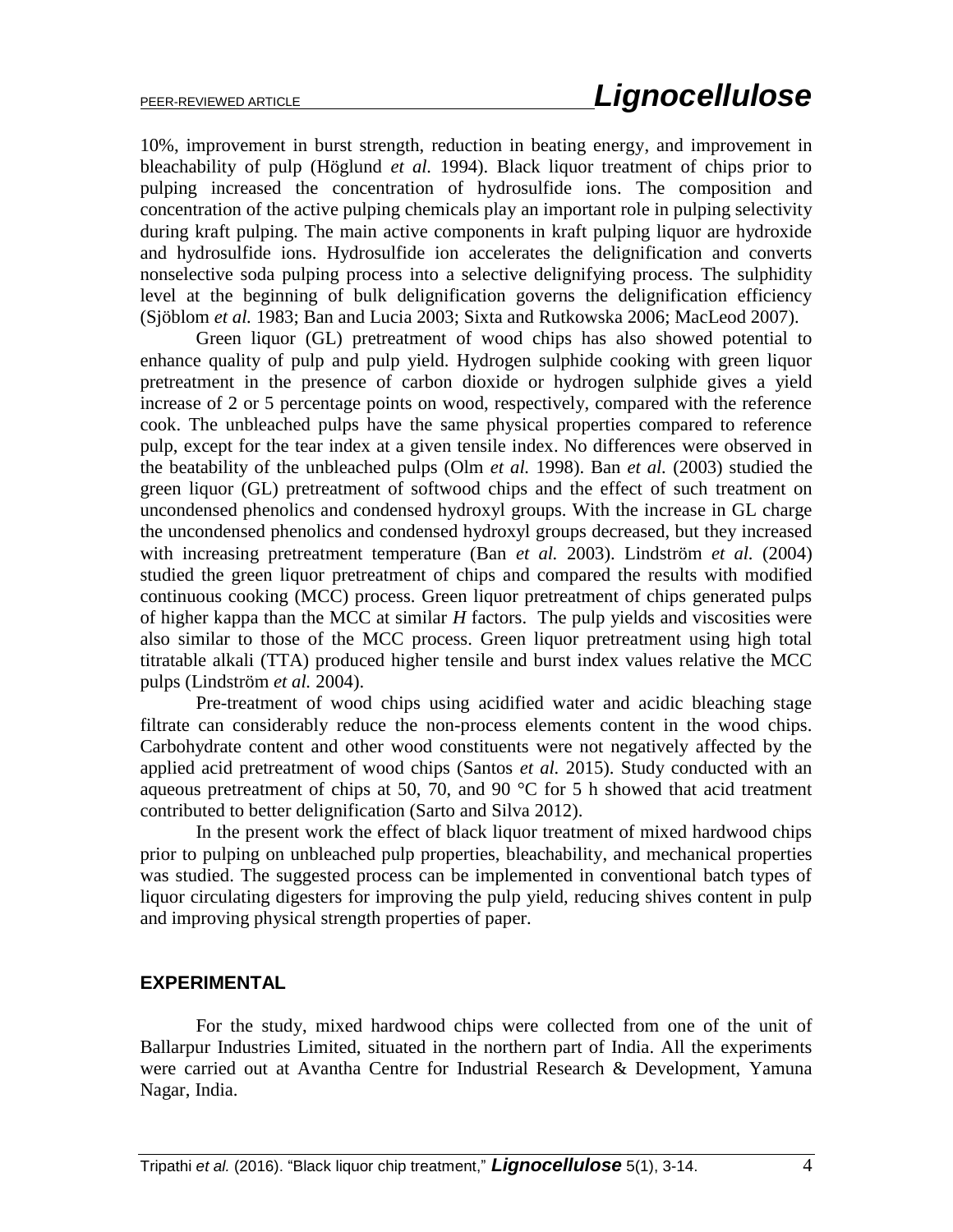10%, improvement in burst strength, reduction in beating energy, and improvement in bleachability of pulp (Höglund *et al.* 1994). Black liquor treatment of chips prior to pulping increased the concentration of hydrosulfide ions. The composition and concentration of the active pulping chemicals play an important role in pulping selectivity during kraft pulping. The main active components in kraft pulping liquor are hydroxide and hydrosulfide ions. Hydrosulfide ion accelerates the delignification and converts nonselective soda pulping process into a selective delignifying process. The sulphidity level at the beginning of bulk delignification governs the delignification efficiency (Sjöblom *et al.* 1983; Ban and Lucia 2003; Sixta and Rutkowska 2006; MacLeod 2007).

Green liquor (GL) pretreatment of wood chips has also showed potential to enhance quality of pulp and pulp yield. Hydrogen sulphide cooking with green liquor pretreatment in the presence of carbon dioxide or hydrogen sulphide gives a yield increase of 2 or 5 percentage points on wood, respectively, compared with the reference cook. The unbleached pulps have the same physical properties compared to reference pulp, except for the tear index at a given tensile index. No differences were observed in the beatability of the unbleached pulps (Olm *et al.* 1998). Ban *et al.* (2003) studied the green liquor (GL) pretreatment of softwood chips and the effect of such treatment on uncondensed phenolics and condensed hydroxyl groups. With the increase in GL charge the uncondensed phenolics and condensed hydroxyl groups decreased, but they increased with increasing pretreatment temperature (Ban *et al.* 2003). Lindström *et al.* (2004) studied the green liquor pretreatment of chips and compared the results with modified continuous cooking (MCC) process. Green liquor pretreatment of chips generated pulps of higher kappa than the MCC at similar *H* factors. The pulp yields and viscosities were also similar to those of the MCC process. Green liquor pretreatment using high total titratable alkali (TTA) produced higher tensile and burst index values relative the MCC pulps (Lindström *et al.* 2004).

Pre-treatment of wood chips using acidified water and acidic bleaching stage filtrate can considerably reduce the non-process elements content in the wood chips. Carbohydrate content and other wood constituents were not negatively affected by the applied acid pretreatment of wood chips (Santos *et al.* 2015). Study conducted with an aqueous pretreatment of chips at 50, 70, and 90 °C for 5 h showed that acid treatment contributed to better delignification (Sarto and Silva 2012).

In the present work the effect of black liquor treatment of mixed hardwood chips prior to pulping on unbleached pulp properties, bleachability, and mechanical properties was studied. The suggested process can be implemented in conventional batch types of liquor circulating digesters for improving the pulp yield, reducing shives content in pulp and improving physical strength properties of paper.

## EXPERIMENTAL

For the study, mixed hardwood chips were collected from one of the unit of Ballarpur Industries Limited, situated in the northern part of India. All the experiments were carried out at Avantha Centre for Industrial Research & Development, Yamuna Nagar, India.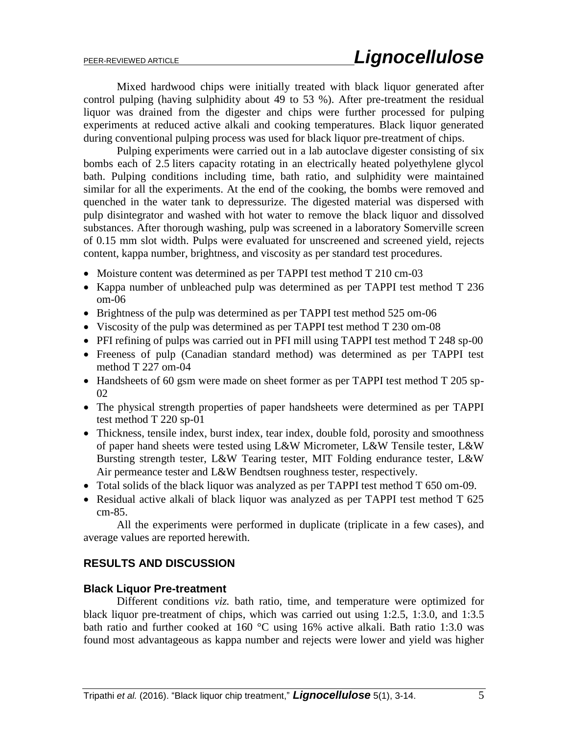Mixed hardwood chips were initially treated with black liquor generated after control pulping (having sulphidity about 49 to 53 %). After pre-treatment the residual liquor was drained from the digester and chips were further processed for pulping experiments at reduced active alkali and cooking temperatures. Black liquor generated during conventional pulping process was used for black liquor pre-treatment of chips.

Pulping experiments were carried out in a lab autoclave digester consisting of six bombs each of 2.5 liters capacity rotating in an electrically heated polyethylene glycol bath. Pulping conditions including time, bath ratio, and sulphidity were maintained similar for all the experiments. At the end of the cooking, the bombs were removed and quenched in the water tank to depressurize. The digested material was dispersed with pulp disintegrator and washed with hot water to remove the black liquor and dissolved substances. After thorough washing, pulp was screened in a laboratory Somerville screen of 0.15 mm slot width. Pulps were evaluated for unscreened and screened yield, rejects content, kappa number, brightness, and viscosity as per standard test procedures.

- Moisture content was determined as per TAPPI test method T 210 cm-03
- Kappa number of unbleached pulp was determined as per TAPPI test method T 236 om-06
- Brightness of the pulp was determined as per TAPPI test method 525 om-06
- Viscosity of the pulp was determined as per TAPPI test method T 230 om-08
- PFI refining of pulps was carried out in PFI mill using TAPPI test method T 248 sp-00
- Freeness of pulp (Canadian standard method) was determined as per TAPPI test method T 227 om-04
- Handsheets of 60 gsm were made on sheet former as per TAPPI test method T 205 sp-02
- The physical strength properties of paper handsheets were determined as per TAPPI test method T 220 sp-01
- Thickness, tensile index, burst index, tear index, double fold, porosity and smoothness of paper hand sheets were tested using L&W Micrometer, L&W Tensile tester, L&W Bursting strength tester, L&W Tearing tester, MIT Folding endurance tester, L&W Air permeance tester and L&W Bendtsen roughness tester, respectively.
- Total solids of the black liquor was analyzed as per TAPPI test method T 650 om-09.
- Residual active alkali of black liquor was analyzed as per TAPPI test method T 625 cm-85.

All the experiments were performed in duplicate (triplicate in a few cases), and average values are reported herewith.

## RESULTS AND DISCUSSION

### Black Liquor Pre-treatment

Different conditions *viz.* bath ratio, time, and temperature were optimized for black liquor pre-treatment of chips, which was carried out using 1:2.5, 1:3.0, and 1:3.5 bath ratio and further cooked at 160 °C using 16% active alkali. Bath ratio 1:3.0 was found most advantageous as kappa number and rejects were lower and yield was higher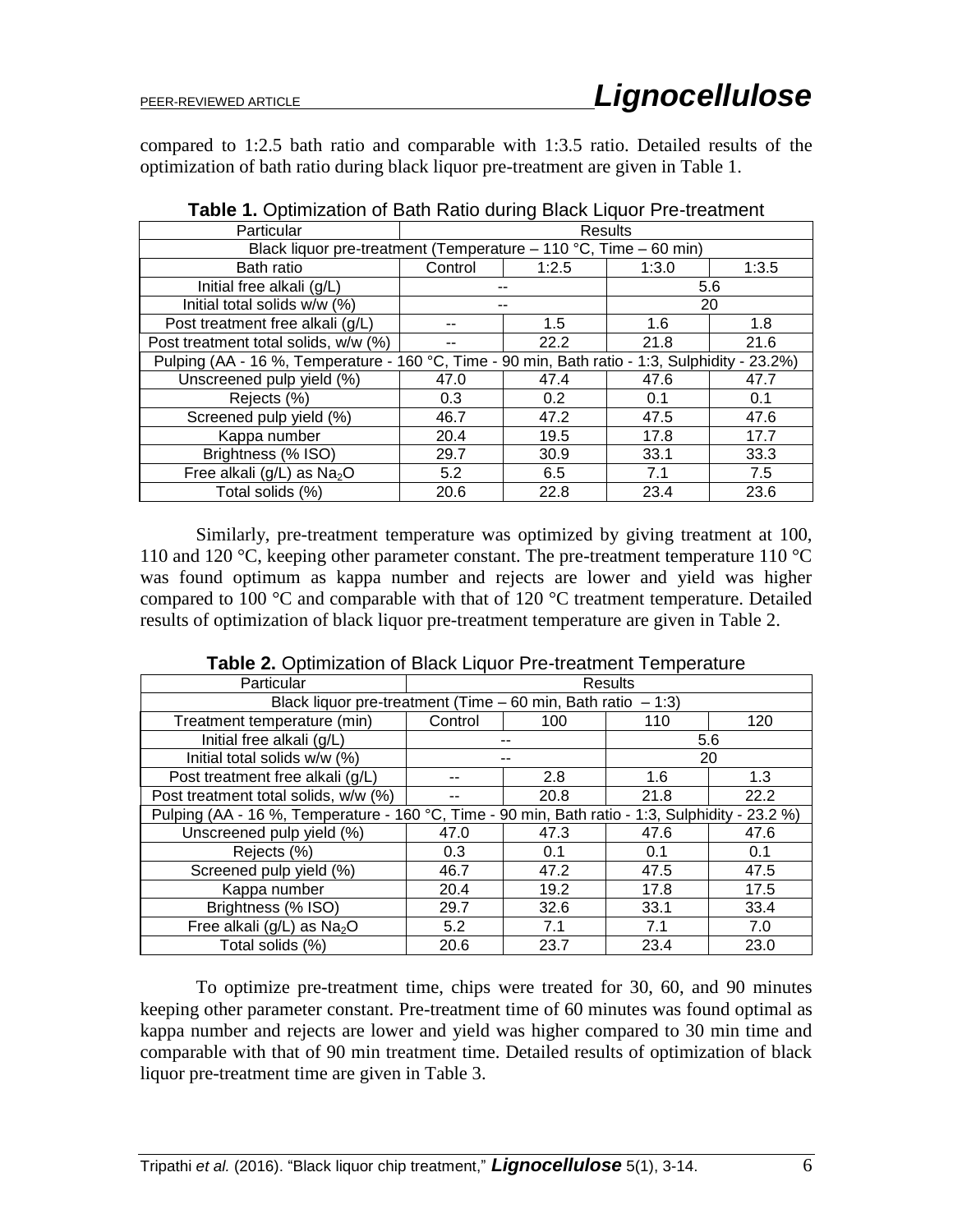compared to 1:2.5 bath ratio and comparable with 1:3.5 ratio. Detailed results of the optimization of bath ratio during black liquor pre-treatment are given in Table 1.

**Table 1.** Optimization of Bath Ratio during Black Liquor Pre-treatment

| Particular | Results | | | |
|---|---|---|---|---|
| Black liquor pre-treatment (Temperature – 110 °C, Time – 60 min) | | | | |
| Bath ratio | Control | 1:2.5 | 1:3.0 | 1:3.5 |
| Initial free alkali (g/L) | -- | | 5.6 | |
| Initial total solids w/w (%) | -- | | 20 | |
| Post treatment free alkali (g/L) | -- | 1.5 | 1.6 | 1.8 |
| Post treatment total solids, w/w (%) | -- | 22.2 | 21.8 | 21.6 |
| Pulping (AA - 16 %, Temperature - 160 °C, Time - 90 min, Bath ratio - 1:3, Sulphidity - 23.2%) | | | | |
| Unscreened pulp yield (%) | 47.0 | 47.4 | 47.6 | 47.7 |
| Rejects (%) | 0.3 | 0.2 | 0.1 | 0.1 |
| Screened pulp yield (%) | 46.7 | 47.2 | 47.5 | 47.6 |
| Kappa number | 20.4 | 19.5 | 17.8 | 17.7 |
| Brightness (% ISO) | 29.7 | 30.9 | 33.1 | 33.3 |
| Free alkali (g/L) as $Na_2O$ | 5.2 | 6.5 | 7.1 | 7.5 |
| Total solids (%) | 20.6 | 22.8 | 23.4 | 23.6 |

Similarly, pre-treatment temperature was optimized by giving treatment at 100, 110 and 120 °C, keeping other parameter constant. The pre-treatment temperature 110 °C was found optimum as kappa number and rejects are lower and yield was higher compared to 100 °C and comparable with that of 120 °C treatment temperature. Detailed results of optimization of black liquor pre-treatment temperature are given in Table 2.

**Table 2.** Optimization of Black Liquor Pre-treatment Temperature

| Particular | Results | | | |
|---|---|---|---|---|
| Black liquor pre-treatment (Time – 60 min, Bath ratio – 1:3) | | | | |
| Treatment temperature (min) | Control | 100 | 110 | 120 |
| Initial free alkali (g/L) | -- | | 5.6 | |
| Initial total solids w/w (%) | -- | | 20 | |
| Post treatment free alkali (g/L) | -- | 2.8 | 1.6 | 1.3 |
| Post treatment total solids, w/w (%) | -- | 20.8 | 21.8 | 22.2 |
| Pulping (AA - 16 %, Temperature - 160 °C, Time - 90 min, Bath ratio - 1:3, Sulphidity - 23.2 %) | | | | |
| Unscreened pulp yield (%) | 47.0 | 47.3 | 47.6 | 47.6 |
| Rejects (%) | 0.3 | 0.1 | 0.1 | 0.1 |
| Screened pulp yield (%) | 46.7 | 47.2 | 47.5 | 47.5 |
| Kappa number | 20.4 | 19.2 | 17.8 | 17.5 |
| Brightness (% ISO) | 29.7 | 32.6 | 33.1 | 33.4 |
| Free alkali (g/L) as $Na_2O$ | 5.2 | 7.1 | 7.1 | 7.0 |
| Total solids (%) | 20.6 | 23.7 | 23.4 | 23.0 |

To optimize pre-treatment time, chips were treated for 30, 60, and 90 minutes keeping other parameter constant. Pre-treatment time of 60 minutes was found optimal as kappa number and rejects are lower and yield was higher compared to 30 min time and comparable with that of 90 min treatment time. Detailed results of optimization of black liquor pre-treatment time are given in Table 3.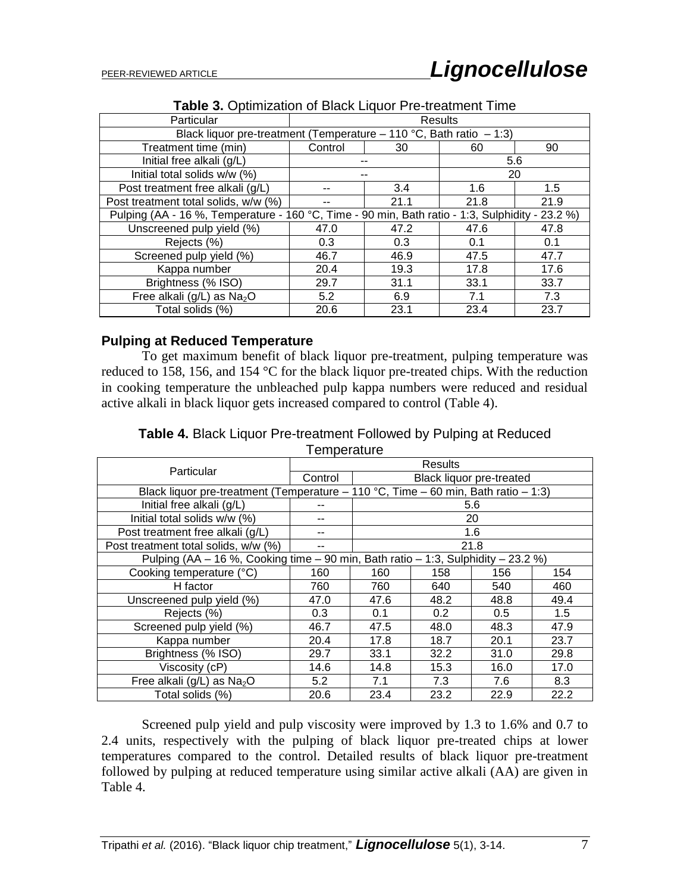**Table 3.** Optimization of Black Liquor Pre-treatment Time

| Particular | Results | | | |
|---|---|---|---|---|
| Black liquor pre-treatment (Temperature – 110 °C, Bath ratio – 1:3) | | | | |
| Treatment time (min) | Control | 30 | 60 | 90 |
| Initial free alkali (g/L) | -- | | 5.6 | |
| Initial total solids w/w (%) | -- | | 20 | |
| Post treatment free alkali (g/L) | -- | 3.4 | 1.6 | 1.5 |
| Post treatment total solids, w/w (%) | -- | 21.1 | 21.8 | 21.9 |
| Pulping (AA - 16 %, Temperature - 160 °C, Time - 90 min, Bath ratio - 1:3, Sulphidity - 23.2 %) | | | | |
| Unscreened pulp yield (%) | 47.0 | 47.2 | 47.6 | 47.8 |
| Rejects (%) | 0.3 | 0.3 | 0.1 | 0.1 |
| Screened pulp yield (%) | 46.7 | 46.9 | 47.5 | 47.7 |
| Kappa number | 20.4 | 19.3 | 17.8 | 17.6 |
| Brightness (% ISO) | 29.7 | 31.1 | 33.1 | 33.7 |
| Free alkali (g/L) as $Na_2O$ | 5.2 | 6.9 | 7.1 | 7.3 |
| Total solids (%) | 20.6 | 23.1 | 23.4 | 23.7 |

### Pulping at Reduced Temperature

To get maximum benefit of black liquor pre-treatment, pulping temperature was reduced to 158, 156, and 154 °C for the black liquor pre-treated chips. With the reduction in cooking temperature the unbleached pulp kappa numbers were reduced and residual active alkali in black liquor gets increased compared to control (Table 4).

**Table 4.** Black Liquor Pre-treatment Followed by Pulping at Reduced Temperature

| Particular | Results | | | | |
|---|---|---|---|---|---|
| | Control | Black liquor pre-treated | | | |
| Black liquor pre-treatment (Temperature – 110 °C, Time – 60 min, Bath ratio – 1:3) | | | | | |
| Initial free alkali (g/L) | -- | 5.6 | | | |
| Initial total solids w/w (%) | -- | 20 | | | |
| Post treatment free alkali (g/L) | -- | 1.6 | | | |
| Post treatment total solids, w/w (%) | -- | 21.8 | | | |
| Pulping (AA – 16 %, Cooking time – 90 min, Bath ratio – 1:3, Sulphidity – 23.2 %) | | | | | |
| Cooking temperature (°C) | 160 | 160 | 158 | 156 | 154 |
| H factor | 760 | 760 | 640 | 540 | 460 |
| Unscreened pulp yield (%) | 47.0 | 47.6 | 48.2 | 48.8 | 49.4 |
| Rejects (%) | 0.3 | 0.1 | 0.2 | 0.5 | 1.5 |
| Screened pulp yield (%) | 46.7 | 47.5 | 48.0 | 48.3 | 47.9 |
| Kappa number | 20.4 | 17.8 | 18.7 | 20.1 | 23.7 |
| Brightness (% ISO) | 29.7 | 33.1 | 32.2 | 31.0 | 29.8 |
| Viscosity (cP) | 14.6 | 14.8 | 15.3 | 16.0 | 17.0 |
| Free alkali (g/L) as $Na_2O$ | 5.2 | 7.1 | 7.3 | 7.6 | 8.3 |
| Total solids (%) | 20.6 | 23.4 | 23.2 | 22.9 | 22.2 |

Screened pulp yield and pulp viscosity were improved by 1.3 to 1.6% and 0.7 to 2.4 units, respectively with the pulping of black liquor pre-treated chips at lower temperatures compared to the control. Detailed results of black liquor pre-treatment followed by pulping at reduced temperature using similar active alkali (AA) are given in Table 4.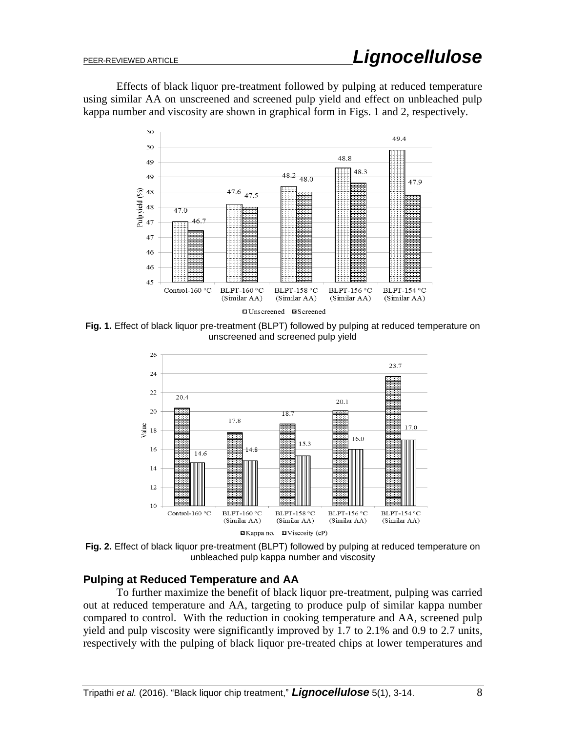Effects of black liquor pre-treatment followed by pulping at reduced temperature using similar AA on unscreened and screened pulp yield and effect on unbleached pulp kappa number and viscosity are shown in graphical form in Figs. 1 and 2, respectively.

**Fig. 1.** Effect of black liquor pre-treatment (BLPT) followed by pulping at reduced temperature on unscreened and screened pulp yield

**Fig. 2.** Effect of black liquor pre-treatment (BLPT) followed by pulping at reduced temperature on unbleached pulp kappa number and viscosity

### Pulping at Reduced Temperature and AA

To further maximize the benefit of black liquor pre-treatment, pulping was carried out at reduced temperature and AA, targeting to produce pulp of similar kappa number compared to control. With the reduction in cooking temperature and AA, screened pulp yield and pulp viscosity were significantly improved by 1.7 to 2.1% and 0.9 to 2.7 units, respectively with the pulping of black liquor pre-treated chips at lower temperatures and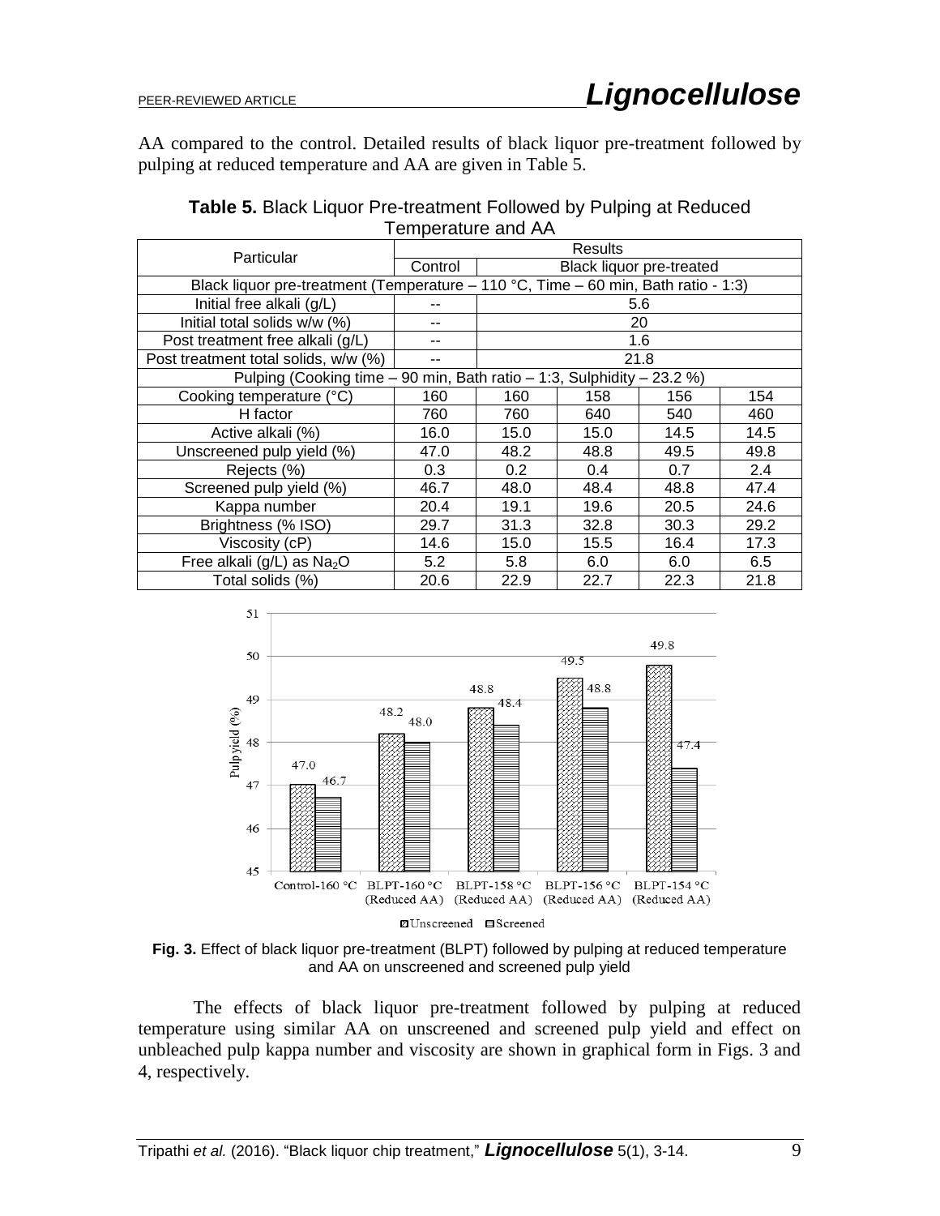AA compared to the control. Detailed results of black liquor pre-treatment followed by pulping at reduced temperature and AA are given in Table 5.

**Table 5.** Black Liquor Pre-treatment Followed by Pulping at Reduced Temperature and AA

| Particular | Results | | | | |
|---|---|---|---|---|---|
| | Control | Black liquor pre-treated | | | |
| Black liquor pre-treatment (Temperature – 110 °C, Time – 60 min, Bath ratio - 1:3) | | | | | |
| Initial free alkali (g/L) | -- | 5.6 | | | |
| Initial total solids w/w (%) | -- | 20 | | | |
| Post treatment free alkali (g/L) | -- | 1.6 | | | |
| Post treatment total solids, w/w (%) | -- | 21.8 | | | |
| Pulping (Cooking time – 90 min, Bath ratio – 1:3, Sulphidity – 23.2 %) | | | | | |
| Cooking temperature (°C) | 160 | 160 | 158 | 156 | 154 |
| H factor | 760 | 760 | 640 | 540 | 460 |
| Active alkali (%) | 16.0 | 15.0 | 15.0 | 14.5 | 14.5 |
| Unscreened pulp yield (%) | 47.0 | 48.2 | 48.8 | 49.5 | 49.8 |
| Rejects (%) | 0.3 | 0.2 | 0.4 | 0.7 | 2.4 |
| Screened pulp yield (%) | 46.7 | 48.0 | 48.4 | 48.8 | 47.4 |
| Kappa number | 20.4 | 19.1 | 19.6 | 20.5 | 24.6 |
| Brightness (% ISO) | 29.7 | 31.3 | 32.8 | 30.3 | 29.2 |
| Viscosity (cP) | 14.6 | 15.0 | 15.5 | 16.4 | 17.3 |
| Free alkali (g/L) as $Na_2O$ | 5.2 | 5.8 | 6.0 | 6.0 | 6.5 |
| Total solids (%) | 20.6 | 22.9 | 22.7 | 22.3 | 21.8 |

**Fig. 3.** Effect of black liquor pre-treatment (BLPT) followed by pulping at reduced temperature and AA on unscreened and screened pulp yield

The effects of black liquor pre-treatment followed by pulping at reduced temperature using similar AA on unscreened and screened pulp yield and effect on unbleached pulp kappa number and viscosity are shown in graphical form in Figs. 3 and 4, respectively.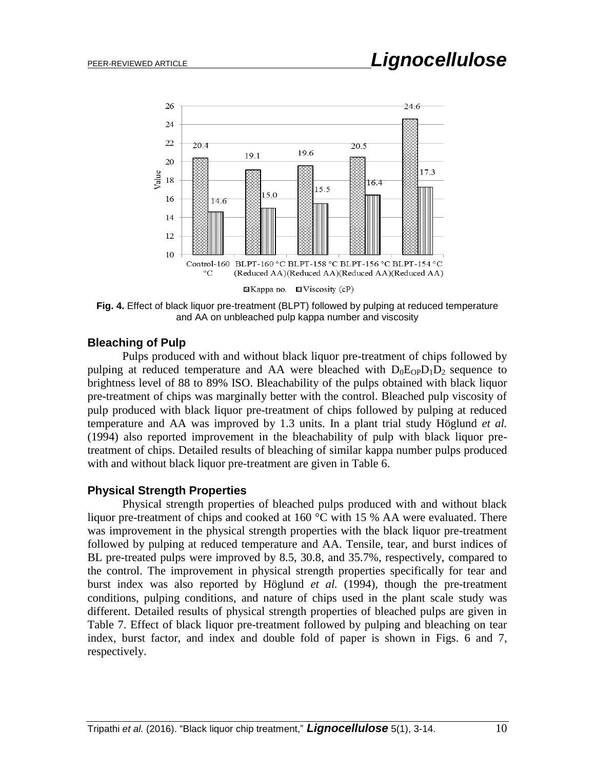**Fig. 4.** Effect of black liquor pre-treatment (BLPT) followed by pulping at reduced temperature and AA on unbleached pulp kappa number and viscosity

### Bleaching of Pulp

Pulps produced with and without black liquor pre-treatment of chips followed by pulping at reduced temperature and AA were bleached with $D_0E_{OP}D_1D_2$ sequence to brightness level of 88 to 89% ISO. Bleachability of the pulps obtained with black liquor pre-treatment of chips was marginally better with the control. Bleached pulp viscosity of pulp produced with black liquor pre-treatment of chips followed by pulping at reduced temperature and AA was improved by 1.3 units. In a plant trial study Höglund *et al.* (1994) also reported improvement in the bleachability of pulp with black liquor pre-treatment of chips. Detailed results of bleaching of similar kappa number pulps produced with and without black liquor pre-treatment are given in Table 6.

### Physical Strength Properties

Physical strength properties of bleached pulps produced with and without black liquor pre-treatment of chips and cooked at 160 °C with 15 % AA were evaluated. There was improvement in the physical strength properties with the black liquor pre-treatment followed by pulping at reduced temperature and AA. Tensile, tear, and burst indices of BL pre-treated pulps were improved by 8.5, 30.8, and 35.7%, respectively, compared to the control. The improvement in physical strength properties specifically for tear and burst index was also reported by Höglund *et al.* (1994), though the pre-treatment conditions, pulping conditions, and nature of chips used in the plant scale study was different. Detailed results of physical strength properties of bleached pulps are given in Table 7. Effect of black liquor pre-treatment followed by pulping and bleaching on tear index, burst factor, and index and double fold of paper is shown in Figs. 6 and 7, respectively.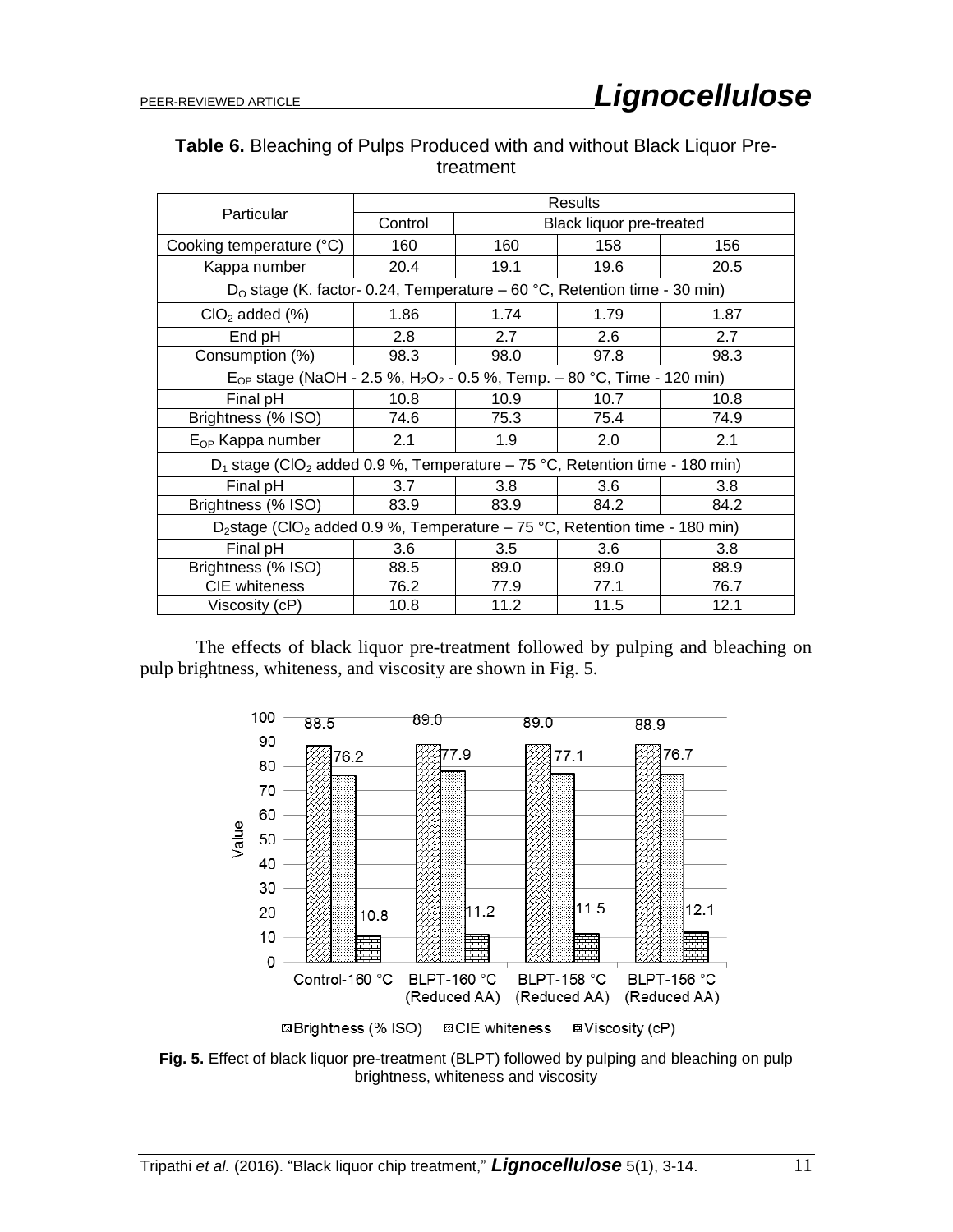**Table 6.** Bleaching of Pulps Produced with and without Black Liquor Pre-treatment

| Particular | Results | | | |
|---|---|---|---|---|
| | Control | Black liquor pre-treated | | |
| Cooking temperature (°C) | 160 | 160 | 158 | 156 |
| Kappa number | 20.4 | 19.1 | 19.6 | 20.5 |
| $D_O$ stage (K. factor- 0.24, Temperature – 60 °C, Retention time - 30 min) | | | | |
| $ClO_2$ added (%) | 1.86 | 1.74 | 1.79 | 1.87 |
| End pH | 2.8 | 2.7 | 2.6 | 2.7 |
| Consumption (%) | 98.3 | 98.0 | 97.8 | 98.3 |
| $E_{OP}$ stage (NaOH - 2.5 %, $H_2O_2$ - 0.5 %, Temp. – 80 °C, Time - 120 min) | | | | |
| Final pH | 10.8 | 10.9 | 10.7 | 10.8 |
| Brightness (% ISO) | 74.6 | 75.3 | 75.4 | 74.9 |
| $E_{OP}$ Kappa number | 2.1 | 1.9 | 2.0 | 2.1 |
| $D_1$ stage ($ClO_2$ added 0.9 %, Temperature – 75 °C, Retention time - 180 min) | | | | |
| Final pH | 3.7 | 3.8 | 3.6 | 3.8 |
| Brightness (% ISO) | 83.9 | 83.9 | 84.2 | 84.2 |
| $D_2$stage ($ClO_2$ added 0.9 %, Temperature – 75 °C, Retention time - 180 min) | | | | |
| Final pH | 3.6 | 3.5 | 3.6 | 3.8 |
| Brightness (% ISO) | 88.5 | 89.0 | 89.0 | 88.9 |
| CIE whiteness | 76.2 | 77.9 | 77.1 | 76.7 |
| Viscosity (cP) | 10.8 | 11.2 | 11.5 | 12.1 |

The effects of black liquor pre-treatment followed by pulping and bleaching on pulp brightness, whiteness, and viscosity are shown in Fig. 5.

**Fig. 5.** Effect of black liquor pre-treatment (BLPT) followed by pulping and bleaching on pulp brightness, whiteness and viscosity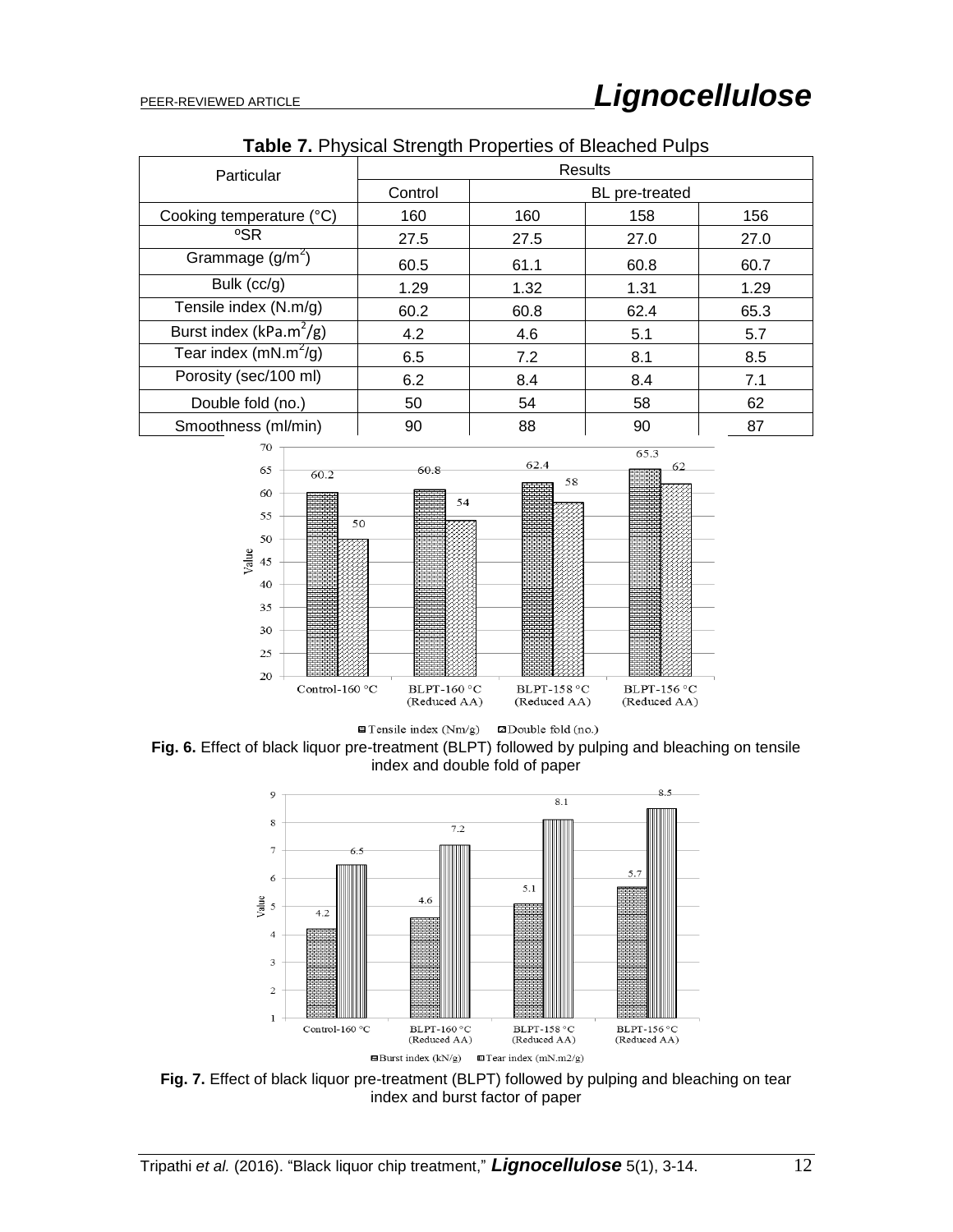**Table 7.** Physical Strength Properties of Bleached Pulps

| Particular | Results | | | |
|---|---|---|---|---|
| | Control | BL pre-treated | | |
| Cooking temperature (°C) | 160 | 160 | 158 | 156 |
| °SR | 27.5 | 27.5 | 27.0 | 27.0 |
| Grammage (g/m$^2$) | 60.5 | 61.1 | 60.8 | 60.7 |
| Bulk (cc/g) | 1.29 | 1.32 | 1.31 | 1.29 |
| Tensile index (N.m/g) | 60.2 | 60.8 | 62.4 | 65.3 |
| Burst index (kPa.m$^2$/g) | 4.2 | 4.6 | 5.1 | 5.7 |
| Tear index (mN.m$^2$/g) | 6.5 | 7.2 | 8.1 | 8.5 |
| Porosity (sec/100 ml) | 6.2 | 8.4 | 8.4 | 7.1 |
| Double fold (no.) | 50 | 54 | 58 | 62 |
| Smoothness (ml/min) | 90 | 88 | 90 | 87 |

**Fig. 6.** Effect of black liquor pre-treatment (BLPT) followed by pulping and bleaching on tensile index and double fold of paper

**Fig. 7.** Effect of black liquor pre-treatment (BLPT) followed by pulping and bleaching on tear index and burst factor of paper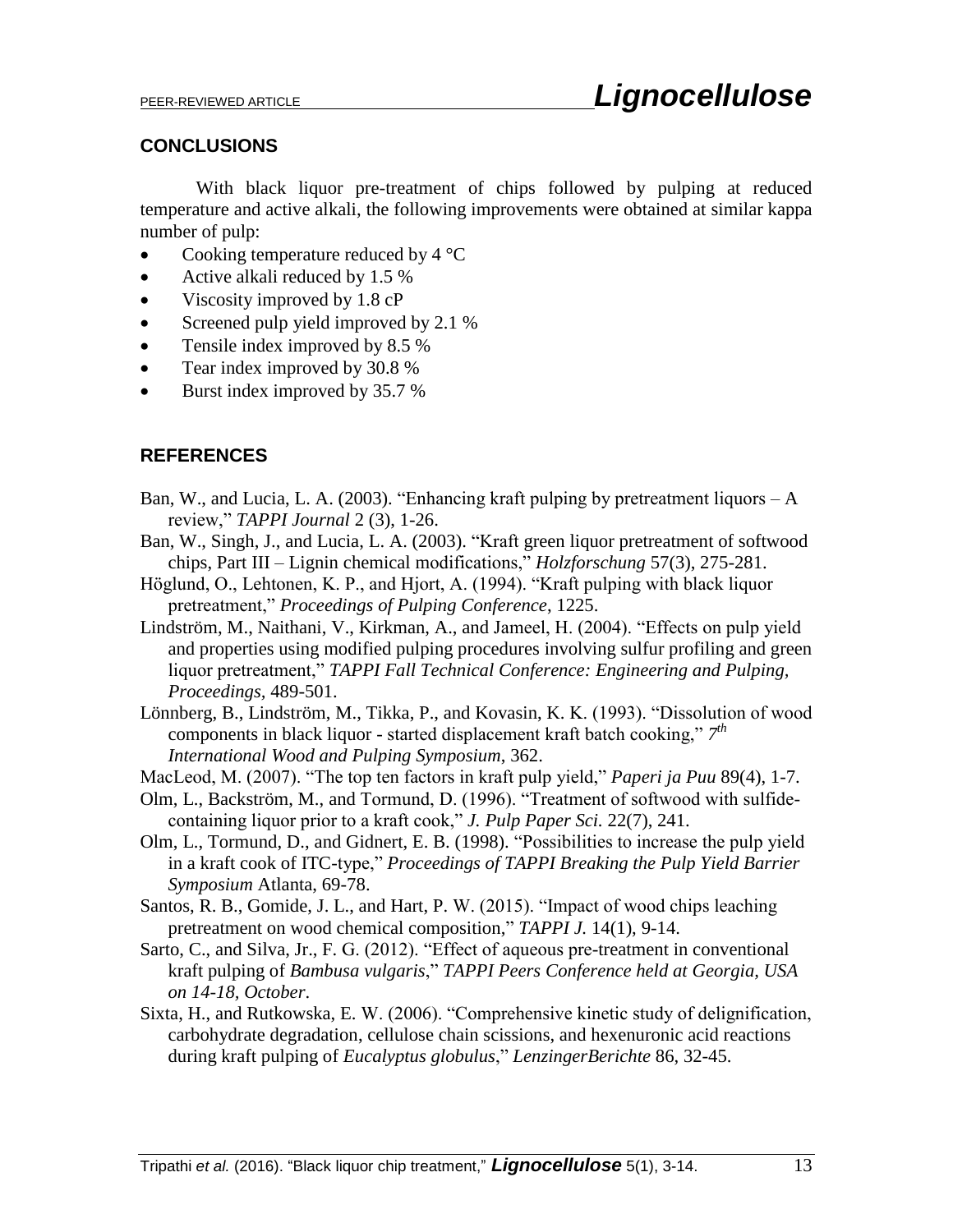## CONCLUSIONS

With black liquor pre-treatment of chips followed by pulping at reduced temperature and active alkali, the following improvements were obtained at similar kappa number of pulp:

- Cooking temperature reduced by 4 °C
- Active alkali reduced by 1.5 %
- Viscosity improved by 1.8 cP
- Screened pulp yield improved by 2.1 %
- Tensile index improved by 8.5 %
- Tear index improved by 30.8 %
- Burst index improved by 35.7 %

## REFERENCES

Ban, W., and Lucia, L. A. (2003). "Enhancing kraft pulping by pretreatment liquors – A review," *TAPPI Journal* 2 (3), 1-26.

Ban, W., Singh, J., and Lucia, L. A. (2003). "Kraft green liquor pretreatment of softwood chips, Part III – Lignin chemical modifications," *Holzforschung* 57(3), 275-281.

Höglund, O., Lehtonen, K. P., and Hjort, A. (1994). "Kraft pulping with black liquor pretreatment," *Proceedings of Pulping Conference*, 1225.

Lindström, M., Naithani, V., Kirkman, A., and Jameel, H. (2004). "Effects on pulp yield and properties using modified pulping procedures involving sulfur profiling and green liquor pretreatment," *TAPPI Fall Technical Conference: Engineering and Pulping, Proceedings*, 489-501.

Lönnberg, B., Lindström, M., Tikka, P., and Kovasin, K. K. (1993). "Dissolution of wood components in black liquor - started displacement kraft batch cooking," *7th International Wood and Pulping Symposium*, 362.

MacLeod, M. (2007). "The top ten factors in kraft pulp yield," *Paperi ja Puu* 89(4), 1-7.

Olm, L., Backström, M., and Tormund, D. (1996). "Treatment of softwood with sulfide-containing liquor prior to a kraft cook," *J. Pulp Paper Sci.* 22(7), 241.

Olm, L., Tormund, D., and Gidnert, E. B. (1998). "Possibilities to increase the pulp yield in a kraft cook of ITC-type," *Proceedings of TAPPI Breaking the Pulp Yield Barrier Symposium* Atlanta, 69-78.

Santos, R. B., Gomide, J. L., and Hart, P. W. (2015). "Impact of wood chips leaching pretreatment on wood chemical composition," *TAPPI J.* 14(1), 9-14.

Sarto, C., and Silva, Jr., F. G. (2012). "Effect of aqueous pre-treatment in conventional kraft pulping of *Bambusa vulgaris*," *TAPPI Peers Conference held at Georgia, USA on 14-18, October*.

Sixta, H., and Rutkowska, E. W. (2006). "Comprehensive kinetic study of delignification, carbohydrate degradation, cellulose chain scissions, and hexenuronic acid reactions during kraft pulping of *Eucalyptus globulus*," *LenzingerBerichte* 86, 32-45.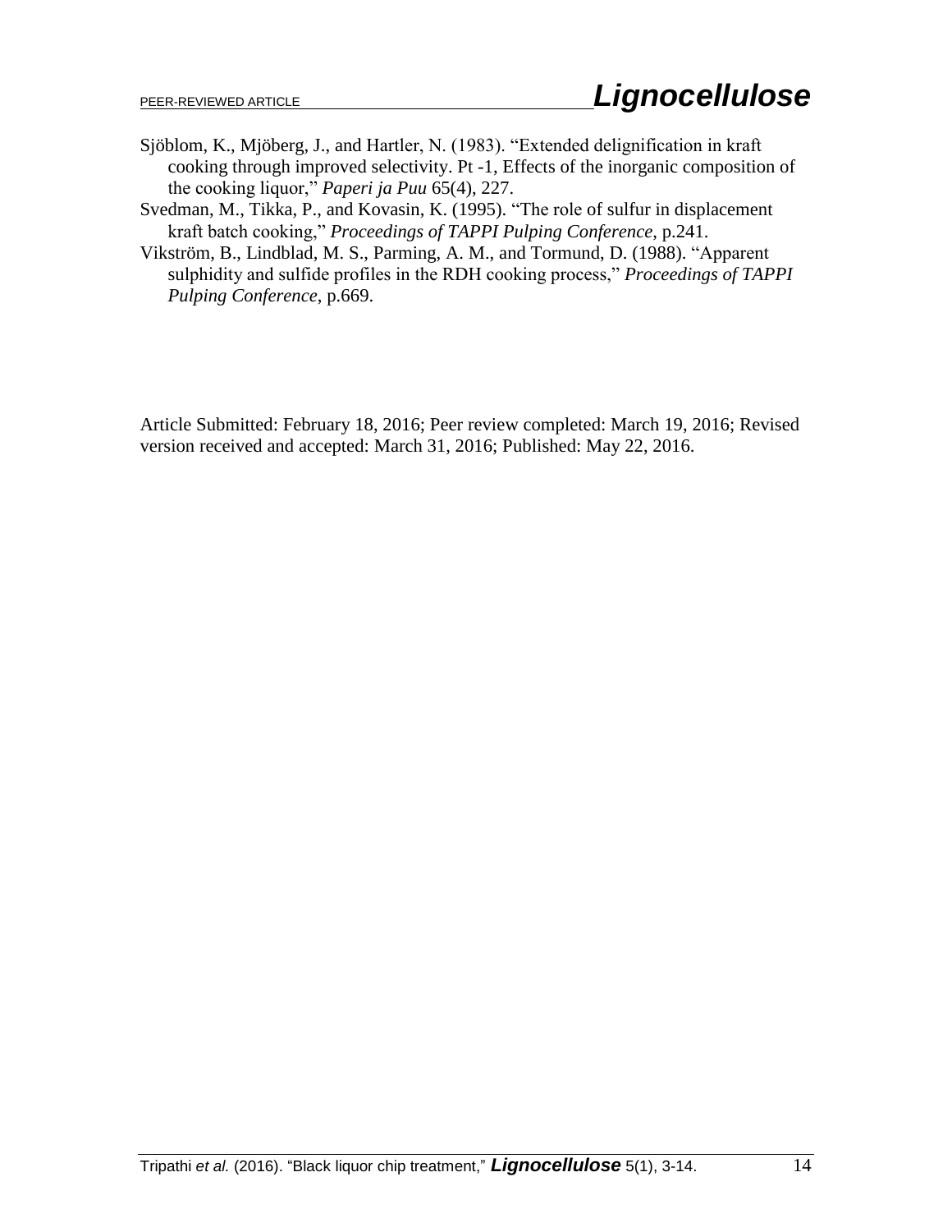Sjöblom, K., Mjöberg, J., and Hartler, N. (1983). "Extended delignification in kraft cooking through improved selectivity. Pt -1, Effects of the inorganic composition of the cooking liquor," *Paperi ja Puu* 65(4), 227.

Svedman, M., Tikka, P., and Kovasin, K. (1995). "The role of sulfur in displacement kraft batch cooking," *Proceedings of TAPPI Pulping Conference*, p.241.

Vikström, B., Lindblad, M. S., Parming, A. M., and Tormund, D. (1988). "Apparent sulphidity and sulfide profiles in the RDH cooking process," *Proceedings of TAPPI Pulping Conference*, p.669.

Article Submitted: February 18, 2016; Peer review completed: March 19, 2016; Revised version received and accepted: March 31, 2016; Published: May 22, 2016.